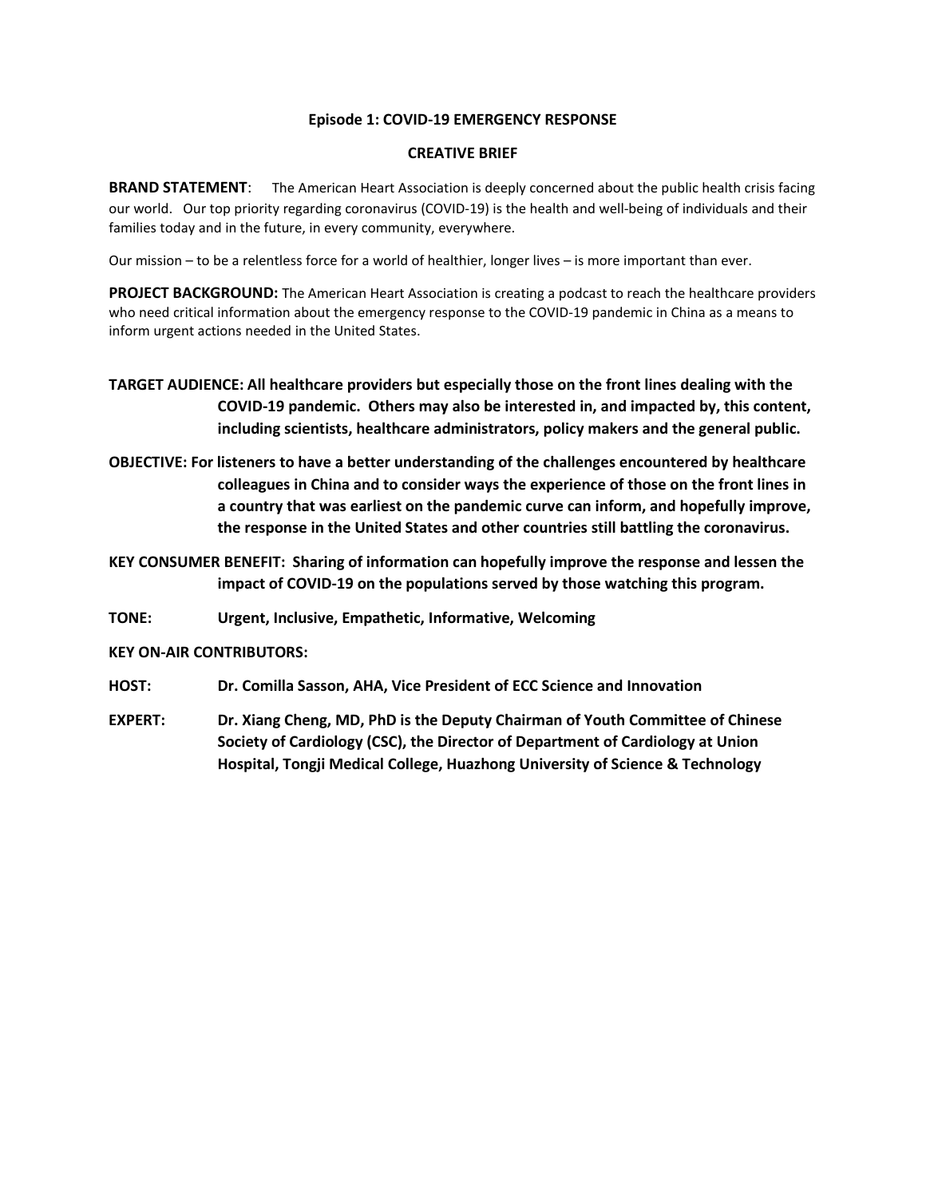**Episode 1: COVID-19 EMERGENCY RESPONSE**

**CREATIVE BRIEF**

**BRAND STATEMENT**: The American Heart Association is deeply concerned about the public health crisis facing our world. Our top priority regarding coronavirus (COVID-19) is the health and well-being of individuals and their families today and in the future, in every community, everywhere.

Our mission – to be a relentless force for a world of healthier, longer lives – is more important than ever.

**PROJECT BACKGROUND:** The American Heart Association is creating a podcast to reach the healthcare providers who need critical information about the emergency response to the COVID-19 pandemic in China as a means to inform urgent actions needed in the United States.

**TARGET AUDIENCE: All healthcare providers but especially those on the front lines dealing with the COVID-19 pandemic. Others may also be interested in, and impacted by, this content, including scientists, healthcare administrators, policy makers and the general public.**

**OBJECTIVE: For listeners to have a better understanding of the challenges encountered by healthcare colleagues in China and to consider ways the experience of those on the front lines in a country that was earliest on the pandemic curve can inform, and hopefully improve, the response in the United States and other countries still battling the coronavirus.**

**KEY CONSUMER BENEFIT: Sharing of information can hopefully improve the response and lessen the impact of COVID-19 on the populations served by those watching this program.**

**TONE: Urgent, Inclusive, Empathetic, Informative, Welcoming**

**KEY ON-AIR CONTRIBUTORS:**

**HOST: Dr. Comilla Sasson, AHA, Vice President of ECC Science and Innovation**

**EXPERT: Dr. Xiang Cheng, MD, PhD is the Deputy Chairman of Youth Committee of Chinese Society of Cardiology (CSC), the Director of Department of Cardiology at Union Hospital, Tongji Medical College, Huazhong University of Science & Technology**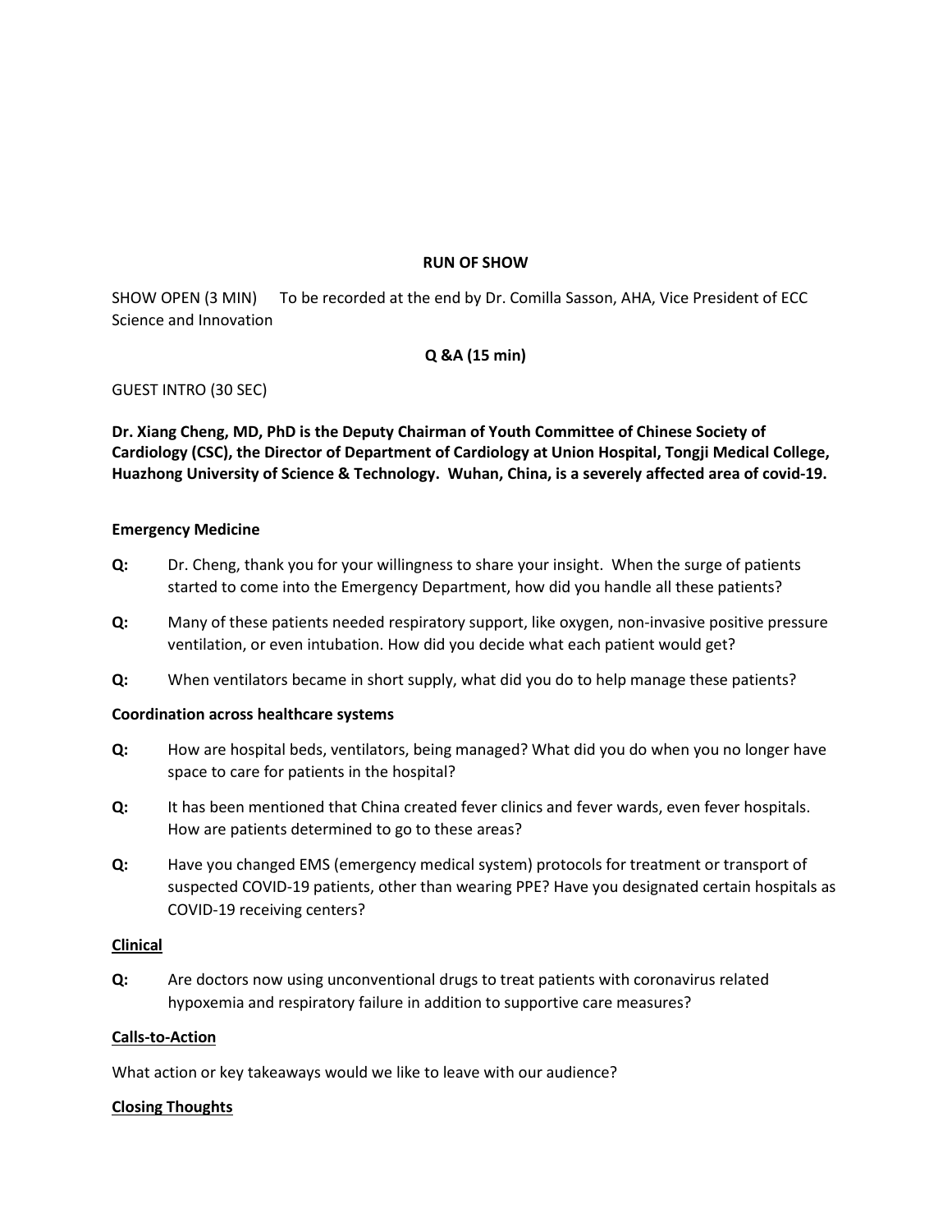**RUN OF SHOW**

SHOW OPEN (3 MIN) To be recorded at the end by Dr. Comilla Sasson, AHA, Vice President of ECC Science and Innovation

**Q &A (15 min)**

GUEST INTRO (30 SEC)

**Dr. Xiang Cheng, MD, PhD is the Deputy Chairman of Youth Committee of Chinese Society of Cardiology (CSC), the Director of Department of Cardiology at Union Hospital, Tongji Medical College, Huazhong University of Science & Technology. Wuhan, China, is a severely affected area of covid-19.**

**Emergency Medicine**

**Q:** Dr. Cheng, thank you for your willingness to share your insight. When the surge of patients started to come into the Emergency Department, how did you handle all these patients?

**Q:** Many of these patients needed respiratory support, like oxygen, non-invasive positive pressure ventilation, or even intubation. How did you decide what each patient would get?

**Q:** When ventilators became in short supply, what did you do to help manage these patients?

**Coordination across healthcare systems**

**Q:** How are hospital beds, ventilators, being managed? What did you do when you no longer have space to care for patients in the hospital?

**Q:** It has been mentioned that China created fever clinics and fever wards, even fever hospitals. How are patients determined to go to these areas?

**Q:** Have you changed EMS (emergency medical system) protocols for treatment or transport of suspected COVID-19 patients, other than wearing PPE? Have you designated certain hospitals as COVID-19 receiving centers?

**Clinical**

**Q:** Are doctors now using unconventional drugs to treat patients with coronavirus related hypoxemia and respiratory failure in addition to supportive care measures?

**Calls-to-Action**

What action or key takeaways would we like to leave with our audience?

**Closing Thoughts**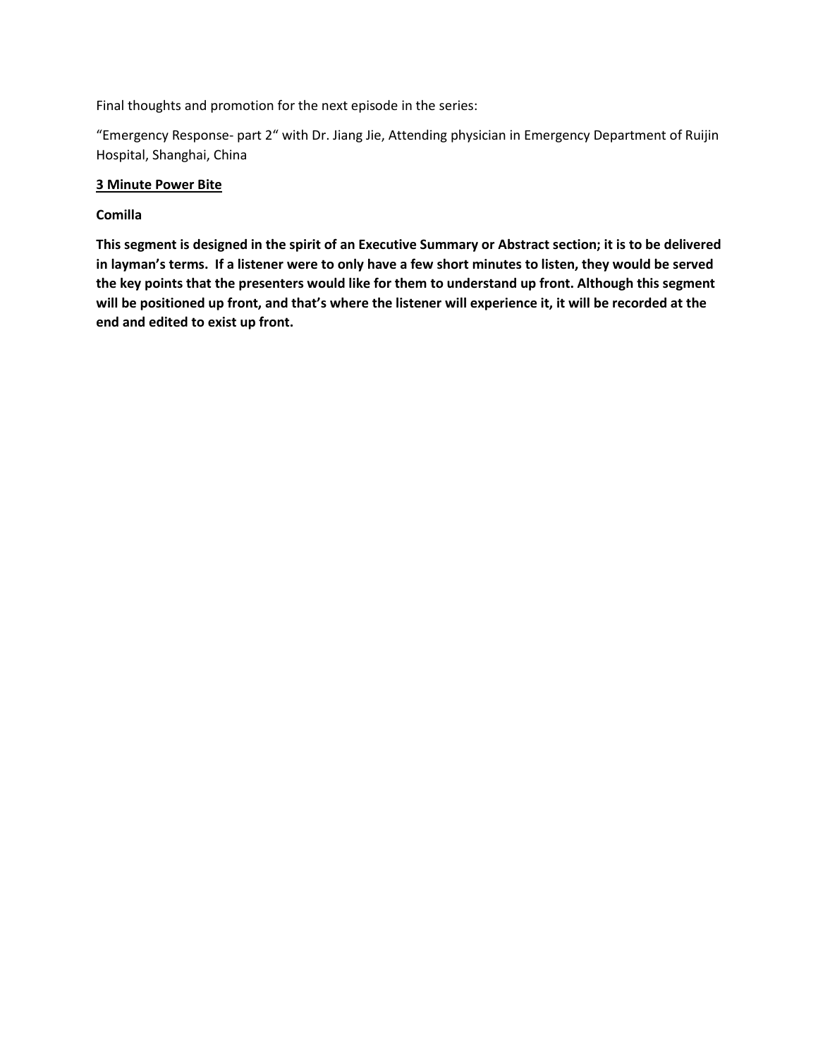Final thoughts and promotion for the next episode in the series:

"Emergency Response- part 2" with Dr. Jiang Jie, Attending physician in Emergency Department of Ruijin Hospital, Shanghai, China

**<u>3 Minute Power Bite</u>**

**Comilla**

**This segment is designed in the spirit of an Executive Summary or Abstract section; it is to be delivered in layman's terms. If a listener were to only have a few short minutes to listen, they would be served the key points that the presenters would like for them to understand up front. Although this segment will be positioned up front, and that's where the listener will experience it, it will be recorded at the end and edited to exist up front.**